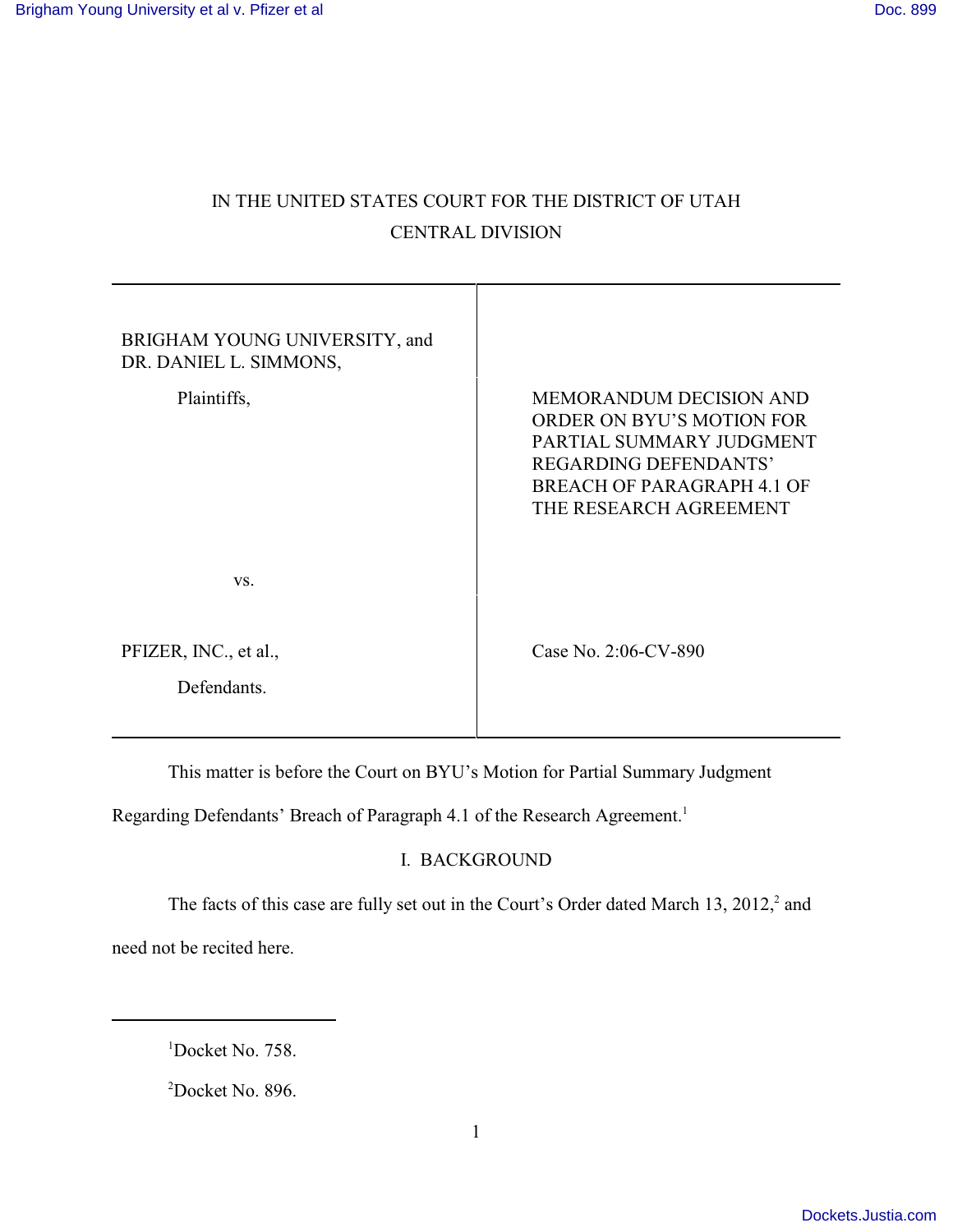IN THE UNITED STATES COURT FOR THE DISTRICT OF UTAH

CENTRAL DIVISION

| | |
|---|---|
| BRIGHAM YOUNG UNIVERSITY, and DR. DANIEL L. SIMMONS,<br><br>Plaintiffs,<br><br>vs.<br><br>PFIZER, INC., et al.,<br><br>Defendants. | MEMORANDUM DECISION AND ORDER ON BYU'S MOTION FOR PARTIAL SUMMARY JUDGMENT REGARDING DEFENDANTS' BREACH OF PARAGRAPH 4.1 OF THE RESEARCH AGREEMENT<br><br>Case No. 2:06-CV-890 |

This matter is before the Court on BYU's Motion for Partial Summary Judgment Regarding Defendants' Breach of Paragraph 4.1 of the Research Agreement.[1]

## I. BACKGROUND

The facts of this case are fully set out in the Court's Order dated March 13, 2012,[2] and need not be recited here.

[1] Docket No. 758.

[2] Docket No. 896.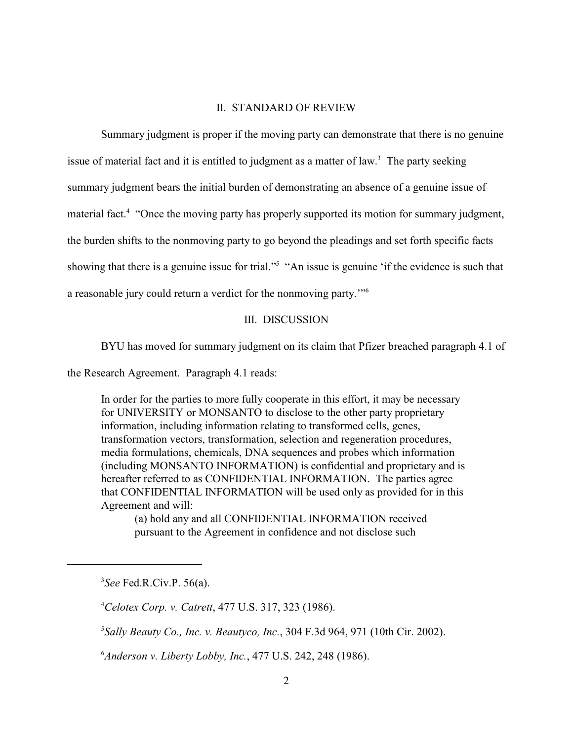## II. STANDARD OF REVIEW

Summary judgment is proper if the moving party can demonstrate that there is no genuine issue of material fact and it is entitled to judgment as a matter of law.[3] The party seeking summary judgment bears the initial burden of demonstrating an absence of a genuine issue of material fact.[4] "Once the moving party has properly supported its motion for summary judgment, the burden shifts to the nonmoving party to go beyond the pleadings and set forth specific facts showing that there is a genuine issue for trial."[5] "An issue is genuine 'if the evidence is such that a reasonable jury could return a verdict for the nonmoving party.'"[6]

## III. DISCUSSION

BYU has moved for summary judgment on its claim that Pfizer breached paragraph 4.1 of the Research Agreement. Paragraph 4.1 reads:

> In order for the parties to more fully cooperate in this effort, it may be necessary for UNIVERSITY or MONSANTO to disclose to the other party proprietary information, including information relating to transformed cells, genes, transformation vectors, transformation, selection and regeneration procedures, media formulations, chemicals, DNA sequences and probes which information (including MONSANTO INFORMATION) is confidential and proprietary and is hereafter referred to as CONFIDENTIAL INFORMATION. The parties agree that CONFIDENTIAL INFORMATION will be used only as provided for in this Agreement and will:
>
> (a) hold any and all CONFIDENTIAL INFORMATION received pursuant to the Agreement in confidence and not disclose such

---

[3] *See* Fed.R.Civ.P. 56(a).

[4] *Celotex Corp. v. Catrett*, 477 U.S. 317, 323 (1986).

[5] *Sally Beauty Co., Inc. v. Beautyco, Inc.*, 304 F.3d 964, 971 (10th Cir. 2002).

[6] *Anderson v. Liberty Lobby, Inc.*, 477 U.S. 242, 248 (1986).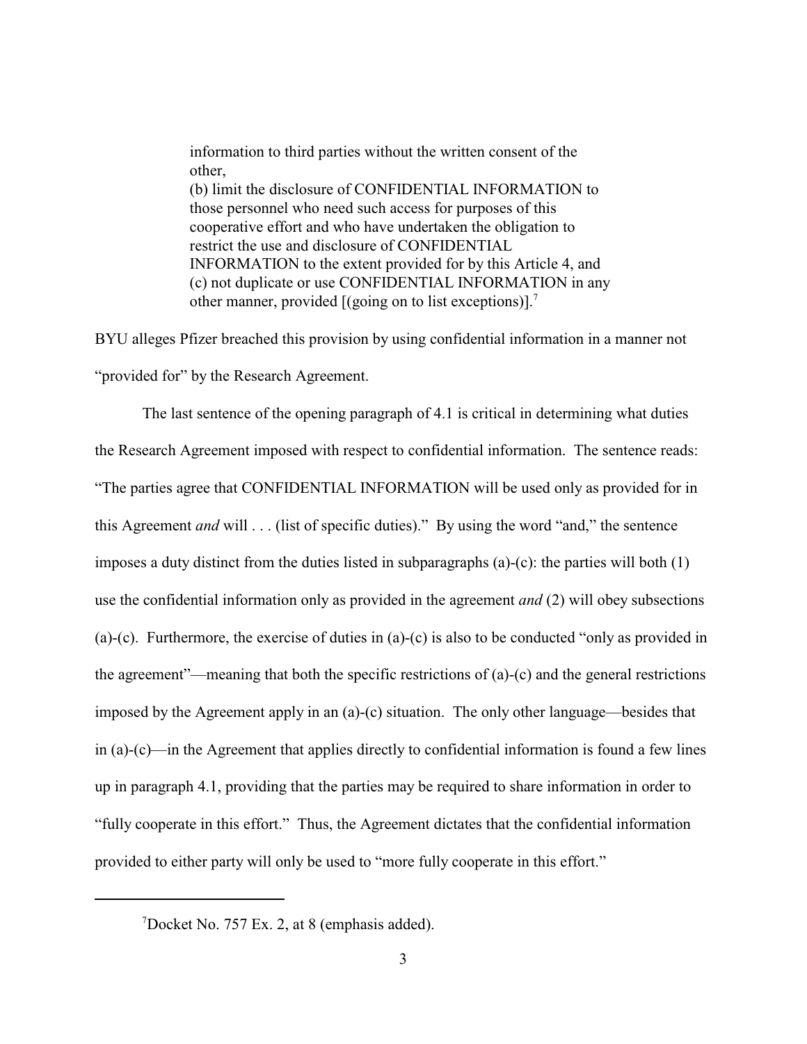> information to third parties without the written consent of the other,
> (b) limit the disclosure of CONFIDENTIAL INFORMATION to those personnel who need such access for purposes of this cooperative effort and who have undertaken the obligation to restrict the use and disclosure of CONFIDENTIAL INFORMATION to the extent provided for by this Article 4, and
> (c) not duplicate or use CONFIDENTIAL INFORMATION in any other manner, provided [(going on to list exceptions)].[7]

BYU alleges Pfizer breached this provision by using confidential information in a manner not "provided for" by the Research Agreement.

The last sentence of the opening paragraph of 4.1 is critical in determining what duties the Research Agreement imposed with respect to confidential information. The sentence reads: "The parties agree that CONFIDENTIAL INFORMATION will be used only as provided for in this Agreement *and* will . . . (list of specific duties)." By using the word "and," the sentence imposes a duty distinct from the duties listed in subparagraphs (a)-(c): the parties will both (1) use the confidential information only as provided in the agreement *and* (2) will obey subsections (a)-(c). Furthermore, the exercise of duties in (a)-(c) is also to be conducted "only as provided in the agreement"—meaning that both the specific restrictions of (a)-(c) and the general restrictions imposed by the Agreement apply in an (a)-(c) situation. The only other language—besides that in (a)-(c)—in the Agreement that applies directly to confidential information is found a few lines up in paragraph 4.1, providing that the parties may be required to share information in order to "fully cooperate in this effort." Thus, the Agreement dictates that the confidential information provided to either party will only be used to "more fully cooperate in this effort."

---

[7]Docket No. 757 Ex. 2, at 8 (emphasis added).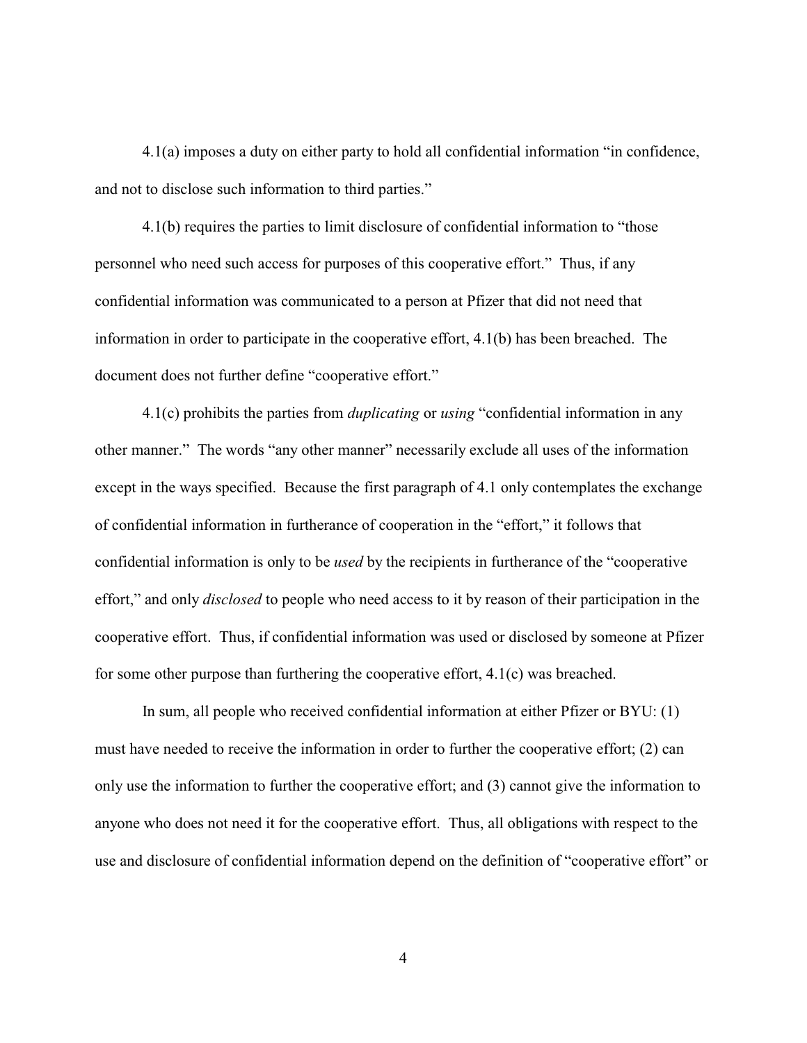4.1(a) imposes a duty on either party to hold all confidential information "in confidence, and not to disclose such information to third parties."

4.1(b) requires the parties to limit disclosure of confidential information to "those personnel who need such access for purposes of this cooperative effort." Thus, if any confidential information was communicated to a person at Pfizer that did not need that information in order to participate in the cooperative effort, 4.1(b) has been breached. The document does not further define "cooperative effort."

4.1(c) prohibits the parties from *duplicating* or *using* "confidential information in any other manner." The words "any other manner" necessarily exclude all uses of the information except in the ways specified. Because the first paragraph of 4.1 only contemplates the exchange of confidential information in furtherance of cooperation in the "effort," it follows that confidential information is only to be *used* by the recipients in furtherance of the "cooperative effort," and only *disclosed* to people who need access to it by reason of their participation in the cooperative effort. Thus, if confidential information was used or disclosed by someone at Pfizer for some other purpose than furthering the cooperative effort, 4.1(c) was breached.

In sum, all people who received confidential information at either Pfizer or BYU: (1) must have needed to receive the information in order to further the cooperative effort; (2) can only use the information to further the cooperative effort; and (3) cannot give the information to anyone who does not need it for the cooperative effort. Thus, all obligations with respect to the use and disclosure of confidential information depend on the definition of "cooperative effort" or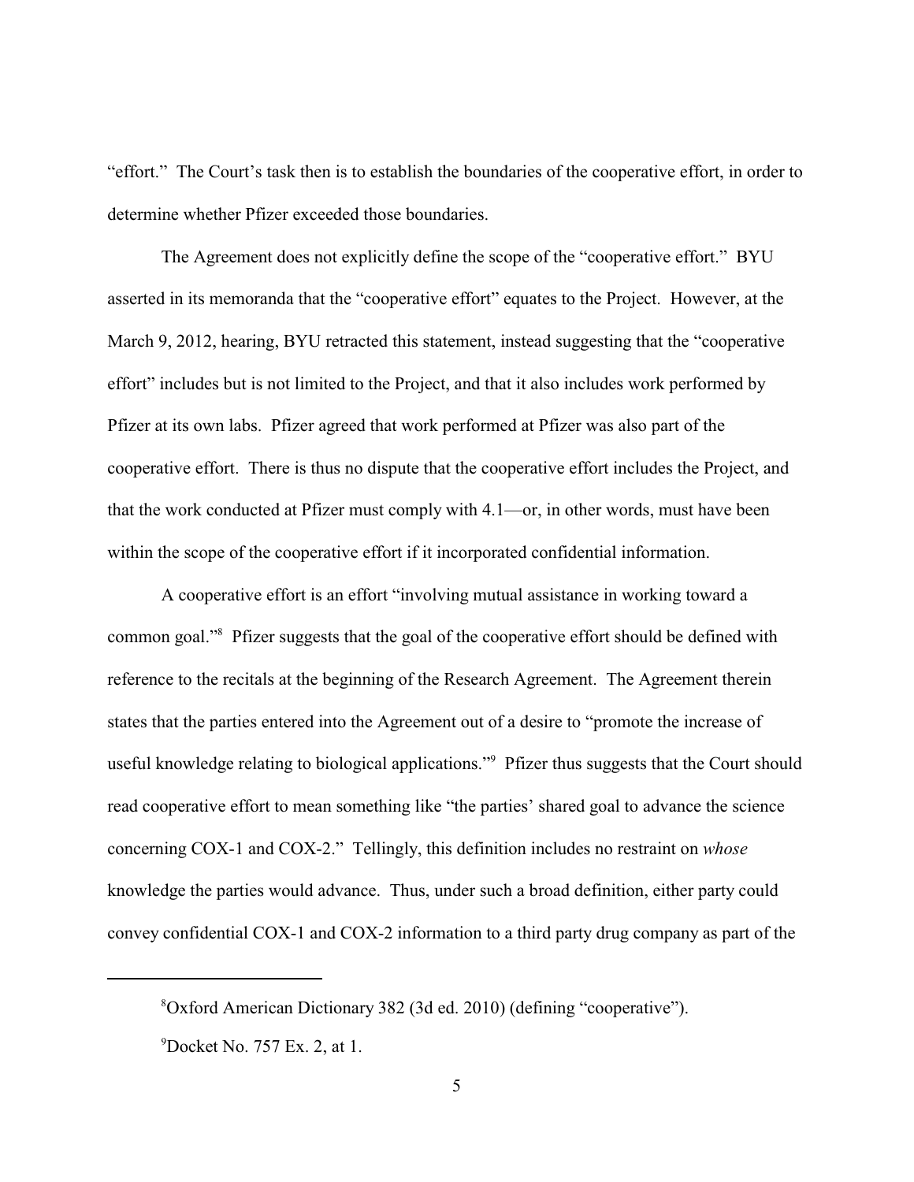"effort." The Court's task then is to establish the boundaries of the cooperative effort, in order to determine whether Pfizer exceeded those boundaries.

The Agreement does not explicitly define the scope of the "cooperative effort." BYU asserted in its memoranda that the "cooperative effort" equates to the Project. However, at the March 9, 2012, hearing, BYU retracted this statement, instead suggesting that the "cooperative effort" includes but is not limited to the Project, and that it also includes work performed by Pfizer at its own labs. Pfizer agreed that work performed at Pfizer was also part of the cooperative effort. There is thus no dispute that the cooperative effort includes the Project, and that the work conducted at Pfizer must comply with 4.1—or, in other words, must have been within the scope of the cooperative effort if it incorporated confidential information.

A cooperative effort is an effort "involving mutual assistance in working toward a common goal."[8] Pfizer suggests that the goal of the cooperative effort should be defined with reference to the recitals at the beginning of the Research Agreement. The Agreement therein states that the parties entered into the Agreement out of a desire to "promote the increase of useful knowledge relating to biological applications."[9] Pfizer thus suggests that the Court should read cooperative effort to mean something like "the parties' shared goal to advance the science concerning COX-1 and COX-2." Tellingly, this definition includes no restraint on *whose* knowledge the parties would advance. Thus, under such a broad definition, either party could convey confidential COX-1 and COX-2 information to a third party drug company as part of the

---

[8] Oxford American Dictionary 382 (3d ed. 2010) (defining "cooperative").

[9] Docket No. 757 Ex. 2, at 1.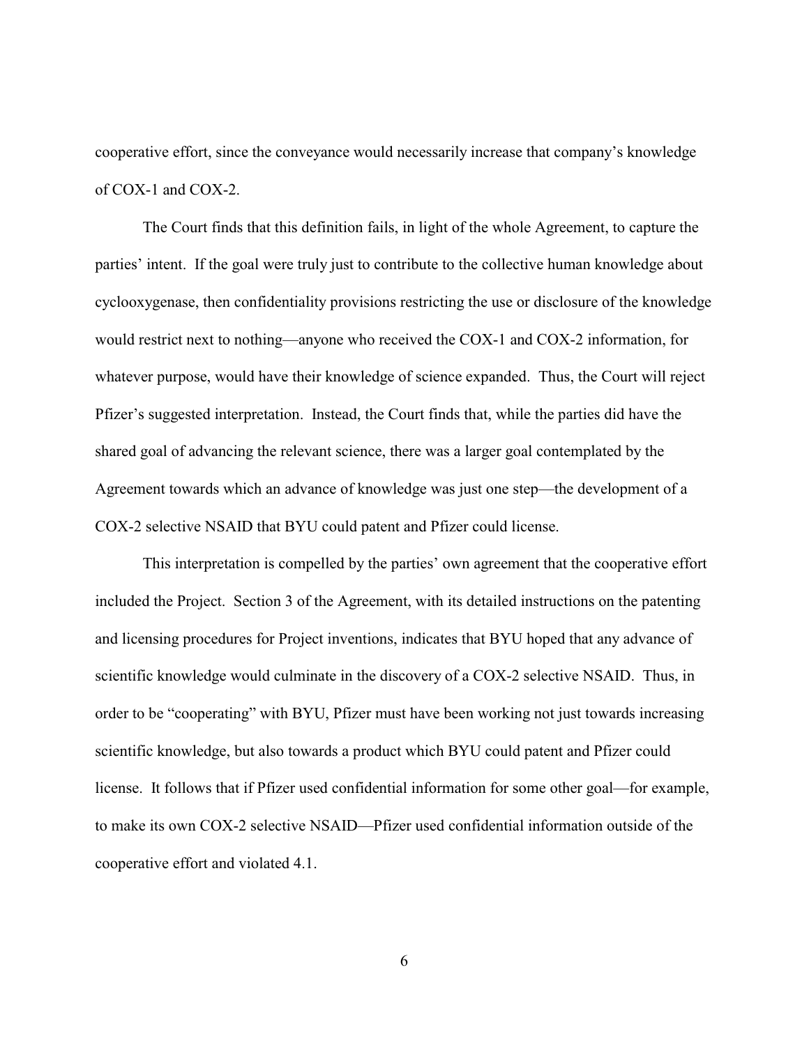cooperative effort, since the conveyance would necessarily increase that company's knowledge of COX-1 and COX-2.

The Court finds that this definition fails, in light of the whole Agreement, to capture the parties' intent. If the goal were truly just to contribute to the collective human knowledge about cyclooxygenase, then confidentiality provisions restricting the use or disclosure of the knowledge would restrict next to nothing—anyone who received the COX-1 and COX-2 information, for whatever purpose, would have their knowledge of science expanded. Thus, the Court will reject Pfizer's suggested interpretation. Instead, the Court finds that, while the parties did have the shared goal of advancing the relevant science, there was a larger goal contemplated by the Agreement towards which an advance of knowledge was just one step—the development of a COX-2 selective NSAID that BYU could patent and Pfizer could license.

This interpretation is compelled by the parties' own agreement that the cooperative effort included the Project. Section 3 of the Agreement, with its detailed instructions on the patenting and licensing procedures for Project inventions, indicates that BYU hoped that any advance of scientific knowledge would culminate in the discovery of a COX-2 selective NSAID. Thus, in order to be "cooperating" with BYU, Pfizer must have been working not just towards increasing scientific knowledge, but also towards a product which BYU could patent and Pfizer could license. It follows that if Pfizer used confidential information for some other goal—for example, to make its own COX-2 selective NSAID—Pfizer used confidential information outside of the cooperative effort and violated 4.1.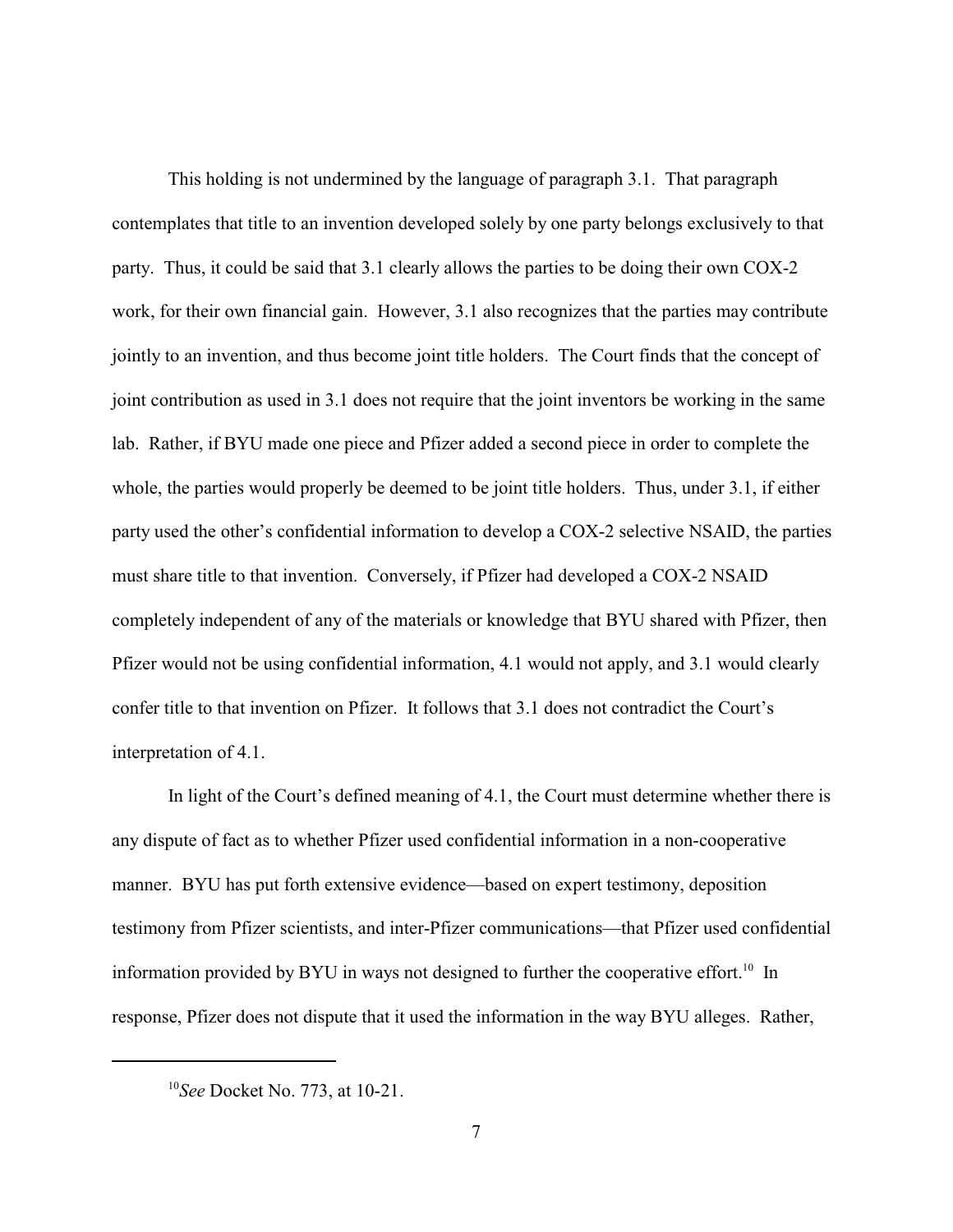This holding is not undermined by the language of paragraph 3.1. That paragraph contemplates that title to an invention developed solely by one party belongs exclusively to that party. Thus, it could be said that 3.1 clearly allows the parties to be doing their own COX-2 work, for their own financial gain. However, 3.1 also recognizes that the parties may contribute jointly to an invention, and thus become joint title holders. The Court finds that the concept of joint contribution as used in 3.1 does not require that the joint inventors be working in the same lab. Rather, if BYU made one piece and Pfizer added a second piece in order to complete the whole, the parties would properly be deemed to be joint title holders. Thus, under 3.1, if either party used the other's confidential information to develop a COX-2 selective NSAID, the parties must share title to that invention. Conversely, if Pfizer had developed a COX-2 NSAID completely independent of any of the materials or knowledge that BYU shared with Pfizer, then Pfizer would not be using confidential information, 4.1 would not apply, and 3.1 would clearly confer title to that invention on Pfizer. It follows that 3.1 does not contradict the Court's interpretation of 4.1.

In light of the Court's defined meaning of 4.1, the Court must determine whether there is any dispute of fact as to whether Pfizer used confidential information in a non-cooperative manner. BYU has put forth extensive evidence—based on expert testimony, deposition testimony from Pfizer scientists, and inter-Pfizer communications—that Pfizer used confidential information provided by BYU in ways not designed to further the cooperative effort.[10] In response, Pfizer does not dispute that it used the information in the way BYU alleges. Rather,

---

[10] *See* Docket No. 773, at 10-21.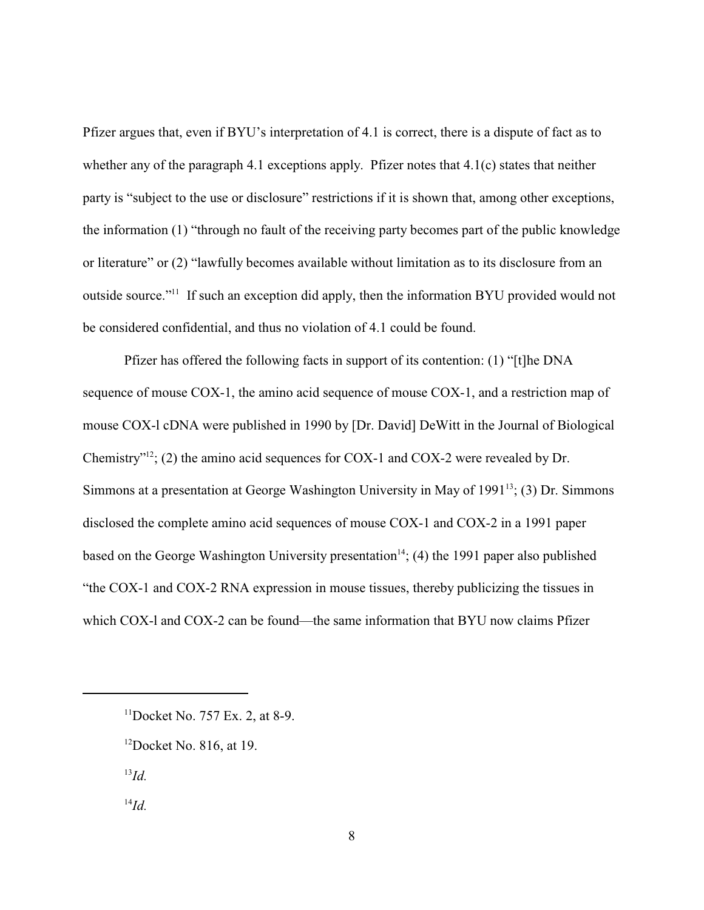Pfizer argues that, even if BYU's interpretation of 4.1 is correct, there is a dispute of fact as to whether any of the paragraph 4.1 exceptions apply. Pfizer notes that 4.1(c) states that neither party is "subject to the use or disclosure" restrictions if it is shown that, among other exceptions, the information (1) "through no fault of the receiving party becomes part of the public knowledge or literature" or (2) "lawfully becomes available without limitation as to its disclosure from an outside source."[11] If such an exception did apply, then the information BYU provided would not be considered confidential, and thus no violation of 4.1 could be found.

Pfizer has offered the following facts in support of its contention: (1) "[t]he DNA sequence of mouse COX-1, the amino acid sequence of mouse COX-1, and a restriction map of mouse COX-l cDNA were published in 1990 by [Dr. David] DeWitt in the Journal of Biological Chemistry"[12]; (2) the amino acid sequences for COX-1 and COX-2 were revealed by Dr. Simmons at a presentation at George Washington University in May of 1991[13]; (3) Dr. Simmons disclosed the complete amino acid sequences of mouse COX-1 and COX-2 in a 1991 paper based on the George Washington University presentation[14]; (4) the 1991 paper also published "the COX-1 and COX-2 RNA expression in mouse tissues, thereby publicizing the tissues in which COX-l and COX-2 can be found—the same information that BYU now claims Pfizer

---

[11] Docket No. 757 Ex. 2, at 8-9.

[12] Docket No. 816, at 19.

[13] *Id.*

[14] *Id.*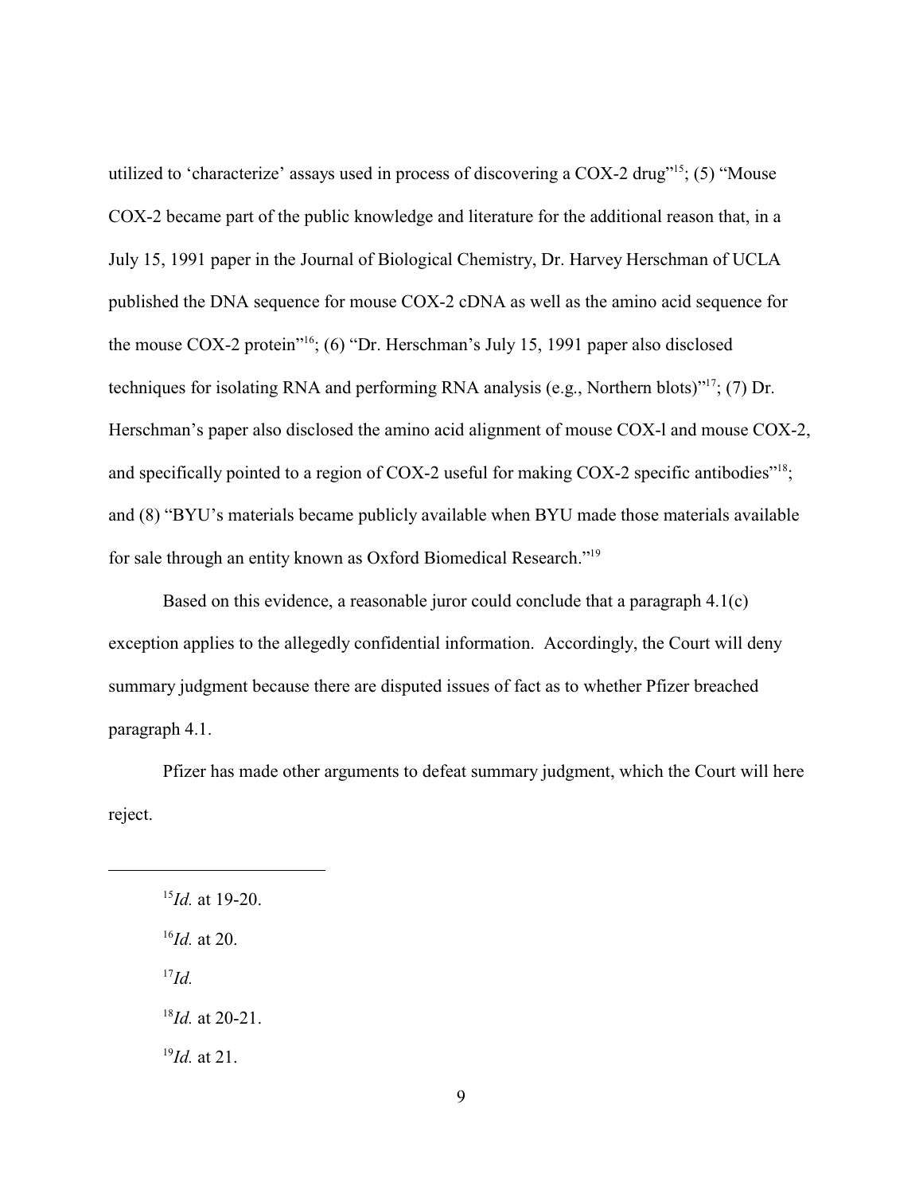utilized to 'characterize' assays used in process of discovering a COX-2 drug"[15]; (5) "Mouse COX-2 became part of the public knowledge and literature for the additional reason that, in a July 15, 1991 paper in the Journal of Biological Chemistry, Dr. Harvey Herschman of UCLA published the DNA sequence for mouse COX-2 cDNA as well as the amino acid sequence for the mouse COX-2 protein"[16]; (6) "Dr. Herschman's July 15, 1991 paper also disclosed techniques for isolating RNA and performing RNA analysis (e.g., Northern blots)"[17]; (7) Dr. Herschman's paper also disclosed the amino acid alignment of mouse COX-l and mouse COX-2, and specifically pointed to a region of COX-2 useful for making COX-2 specific antibodies"[18]; and (8) "BYU's materials became publicly available when BYU made those materials available for sale through an entity known as Oxford Biomedical Research."[19]

Based on this evidence, a reasonable juror could conclude that a paragraph 4.1(c) exception applies to the allegedly confidential information. Accordingly, the Court will deny summary judgment because there are disputed issues of fact as to whether Pfizer breached paragraph 4.1.

Pfizer has made other arguments to defeat summary judgment, which the Court will here reject.

---

[15] *Id.* at 19-20.

[16] *Id.* at 20.

[17] *Id.*

[18] *Id.* at 20-21.

[19] *Id.* at 21.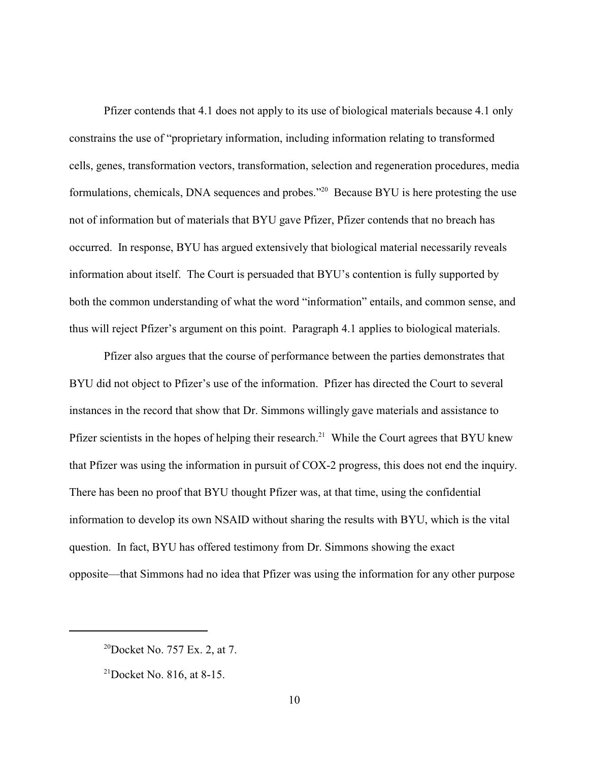Pfizer contends that 4.1 does not apply to its use of biological materials because 4.1 only constrains the use of "proprietary information, including information relating to transformed cells, genes, transformation vectors, transformation, selection and regeneration procedures, media formulations, chemicals, DNA sequences and probes."[20] Because BYU is here protesting the use not of information but of materials that BYU gave Pfizer, Pfizer contends that no breach has occurred. In response, BYU has argued extensively that biological material necessarily reveals information about itself. The Court is persuaded that BYU's contention is fully supported by both the common understanding of what the word "information" entails, and common sense, and thus will reject Pfizer's argument on this point. Paragraph 4.1 applies to biological materials.

Pfizer also argues that the course of performance between the parties demonstrates that BYU did not object to Pfizer's use of the information. Pfizer has directed the Court to several instances in the record that show that Dr. Simmons willingly gave materials and assistance to Pfizer scientists in the hopes of helping their research.[21] While the Court agrees that BYU knew that Pfizer was using the information in pursuit of COX-2 progress, this does not end the inquiry. There has been no proof that BYU thought Pfizer was, at that time, using the confidential information to develop its own NSAID without sharing the results with BYU, which is the vital question. In fact, BYU has offered testimony from Dr. Simmons showing the exact opposite—that Simmons had no idea that Pfizer was using the information for any other purpose

---

[20] Docket No. 757 Ex. 2, at 7.

[21] Docket No. 816, at 8-15.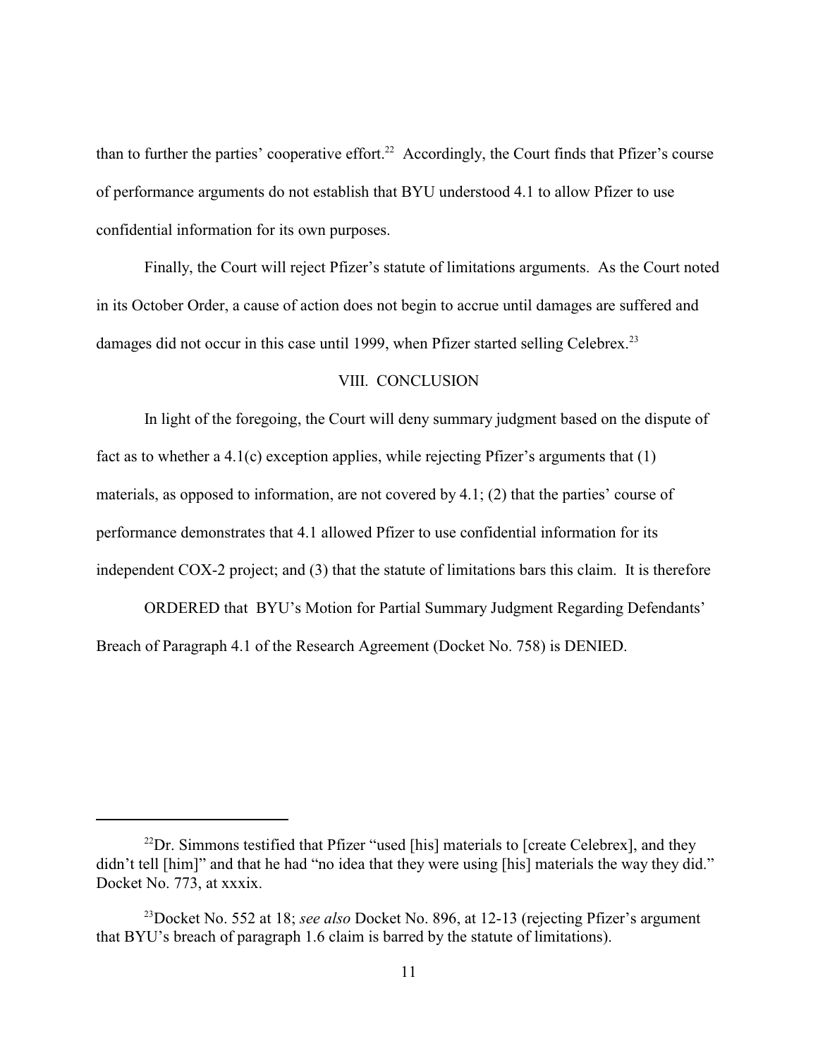than to further the parties' cooperative effort.[22] Accordingly, the Court finds that Pfizer's course of performance arguments do not establish that BYU understood 4.1 to allow Pfizer to use confidential information for its own purposes.

Finally, the Court will reject Pfizer's statute of limitations arguments. As the Court noted in its October Order, a cause of action does not begin to accrue until damages are suffered and damages did not occur in this case until 1999, when Pfizer started selling Celebrex.[23]

## VIII. CONCLUSION

In light of the foregoing, the Court will deny summary judgment based on the dispute of fact as to whether a 4.1(c) exception applies, while rejecting Pfizer's arguments that (1) materials, as opposed to information, are not covered by 4.1; (2) that the parties' course of performance demonstrates that 4.1 allowed Pfizer to use confidential information for its independent COX-2 project; and (3) that the statute of limitations bars this claim. It is therefore

ORDERED that BYU's Motion for Partial Summary Judgment Regarding Defendants' Breach of Paragraph 4.1 of the Research Agreement (Docket No. 758) is DENIED.

---

[22]Dr. Simmons testified that Pfizer "used [his] materials to [create Celebrex], and they didn't tell [him]" and that he had "no idea that they were using [his] materials the way they did." Docket No. 773, at xxxix.

[23]Docket No. 552 at 18; *see also* Docket No. 896, at 12-13 (rejecting Pfizer's argument that BYU's breach of paragraph 1.6 claim is barred by the statute of limitations).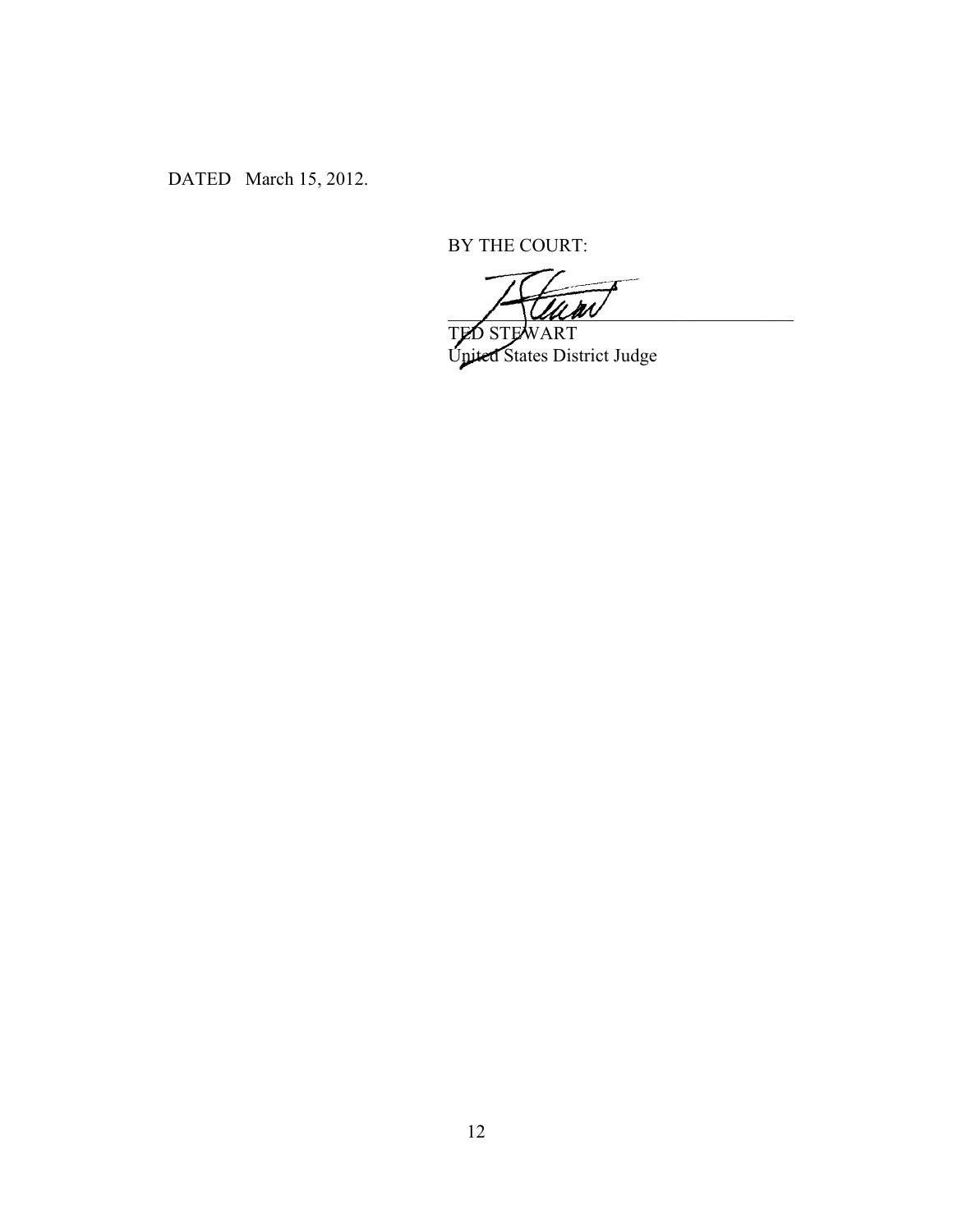DATED March 15, 2012.

BY THE COURT:

TED STEWART
United States District Judge